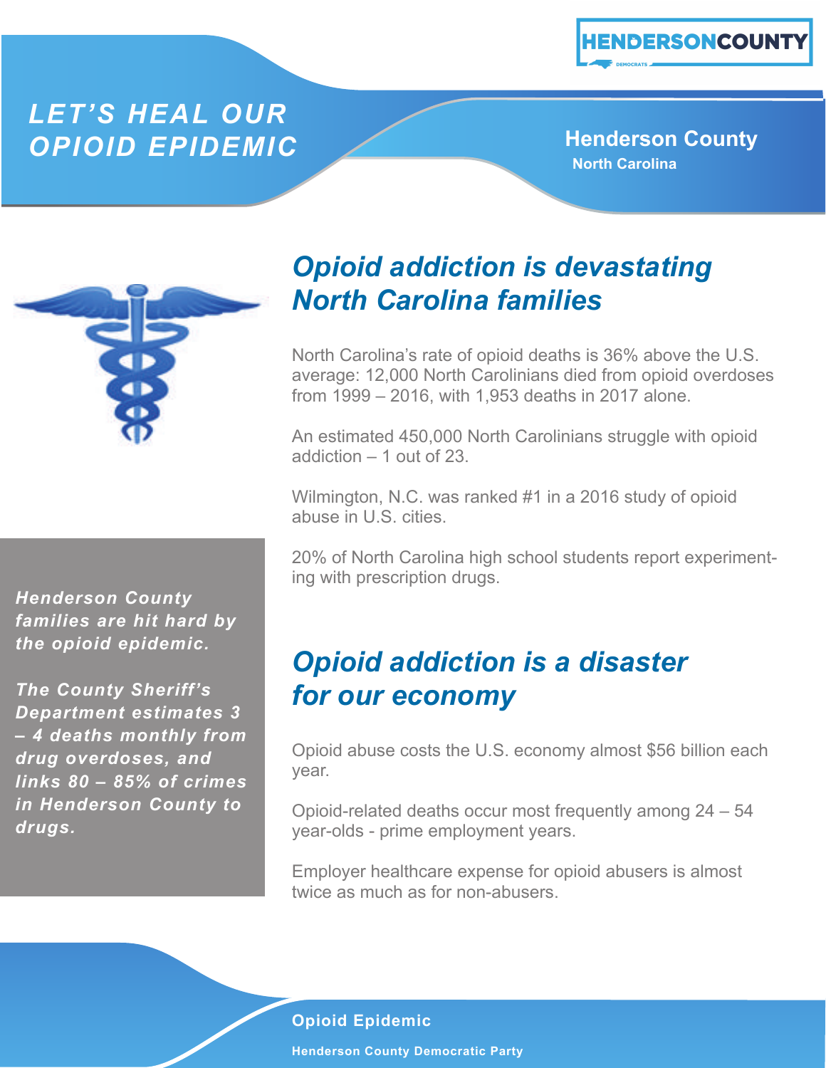# *LET'S HEAL OUR OPIOID EPIDEMIC*

**Henderson County**

**North Carolina**

## *Opioid addiction is devastating North Carolina families*

North Carolina's rate of opioid deaths is 36% above the U.S. average: 12,000 North Carolinians died from opioid overdoses from 1999 – 2016, with 1,953 deaths in 2017 alone.

An estimated 450,000 North Carolinians struggle with opioid addiction – 1 out of 23.

Wilmington, N.C. was ranked #1 in a 2016 study of opioid abuse in U.S. cities.

20% of North Carolina high school students report experimenting with prescription drugs.

***Henderson County families are hit hard by the opioid epidemic.***

***The County Sheriff's Department estimates 3 – 4 deaths monthly from drug overdoses, and links 80 – 85% of crimes in Henderson County to drugs.***

## *Opioid addiction is a disaster for our economy*

Opioid abuse costs the U.S. economy almost $56 billion each year.

Opioid-related deaths occur most frequently among 24 – 54 year-olds - prime employment years.

Employer healthcare expense for opioid abusers is almost twice as much as for non-abusers.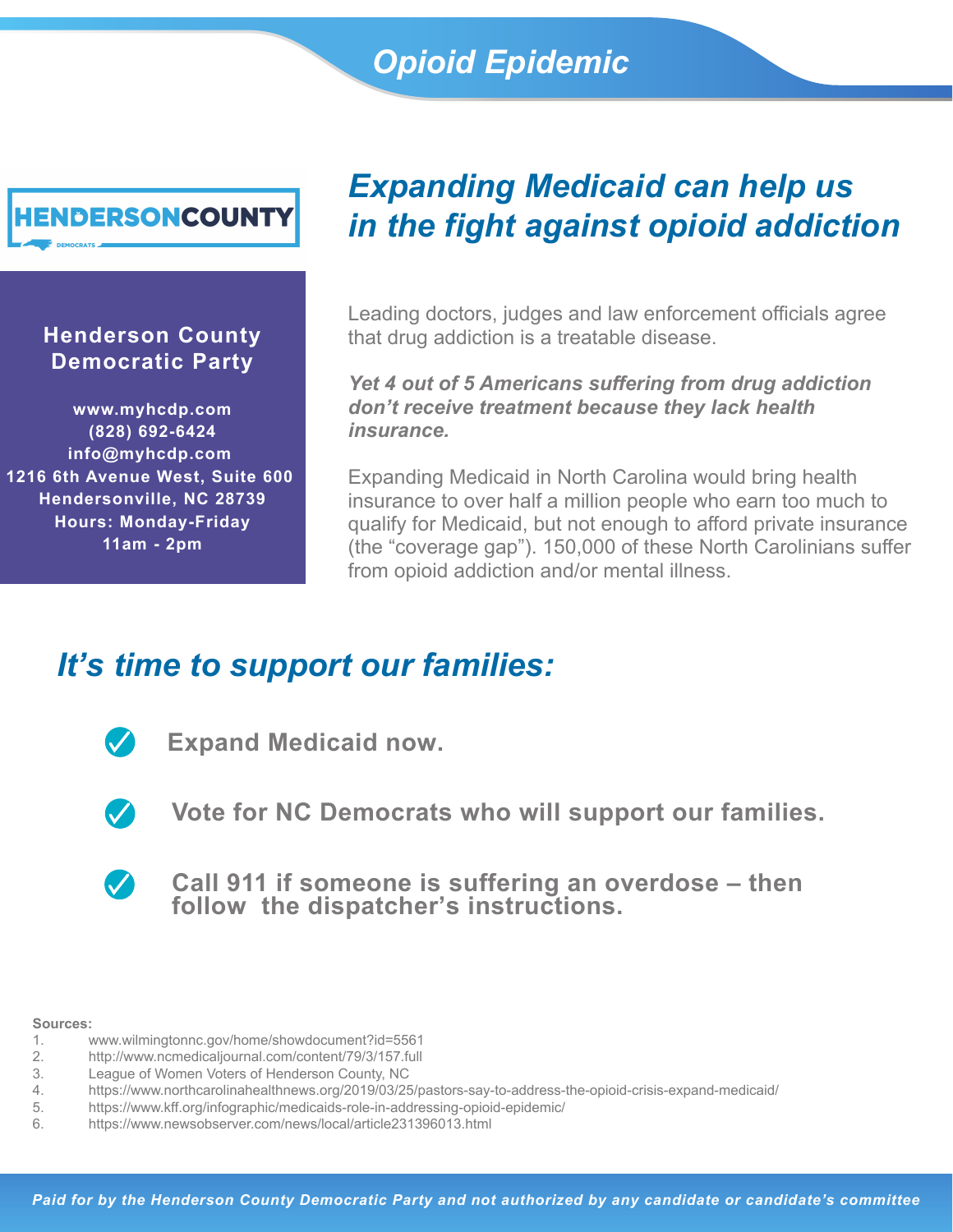# Opioid Epidemic

HENDERSONCOUNTY DEMOCRATS

**Henderson County Democratic Party**

**www.myhcdp.com**
**(828) 692-6424**
**info@myhcdp.com**
**1216 6th Avenue West, Suite 600**
**Hendersonville, NC 28739**
**Hours: Monday-Friday**
**11am - 2pm**

## *Expanding Medicaid can help us in the fight against opioid addiction*

Leading doctors, judges and law enforcement officials agree that drug addiction is a treatable disease.

***Yet 4 out of 5 Americans suffering from drug addiction don't receive treatment because they lack health insurance.***

Expanding Medicaid in North Carolina would bring health insurance to over half a million people who earn too much to qualify for Medicaid, but not enough to afford private insurance (the "coverage gap"). 150,000 of these North Carolinians suffer from opioid addiction and/or mental illness.

## *It's time to support our families:*

- **Expand Medicaid now.**
- **Vote for NC Democrats who will support our families.**
- **Call 911 if someone is suffering an overdose – then follow the dispatcher's instructions.**

**Sources:**

1. www.wilmingtonnc.gov/home/showdocument?id=5561
2. http://www.ncmedicaljournal.com/content/79/3/157.full
3. League of Women Voters of Henderson County, NC
4. https://www.northcarolinahealthnews.org/2019/03/25/pastors-say-to-address-the-opioid-crisis-expand-medicaid/
5. https://www.kff.org/infographic/medicaids-role-in-addressing-opioid-epidemic/
6. https://www.newsobserver.com/news/local/article231396013.html

*Paid for by the Henderson County Democratic Party and not authorized by any candidate or candidate's committee*